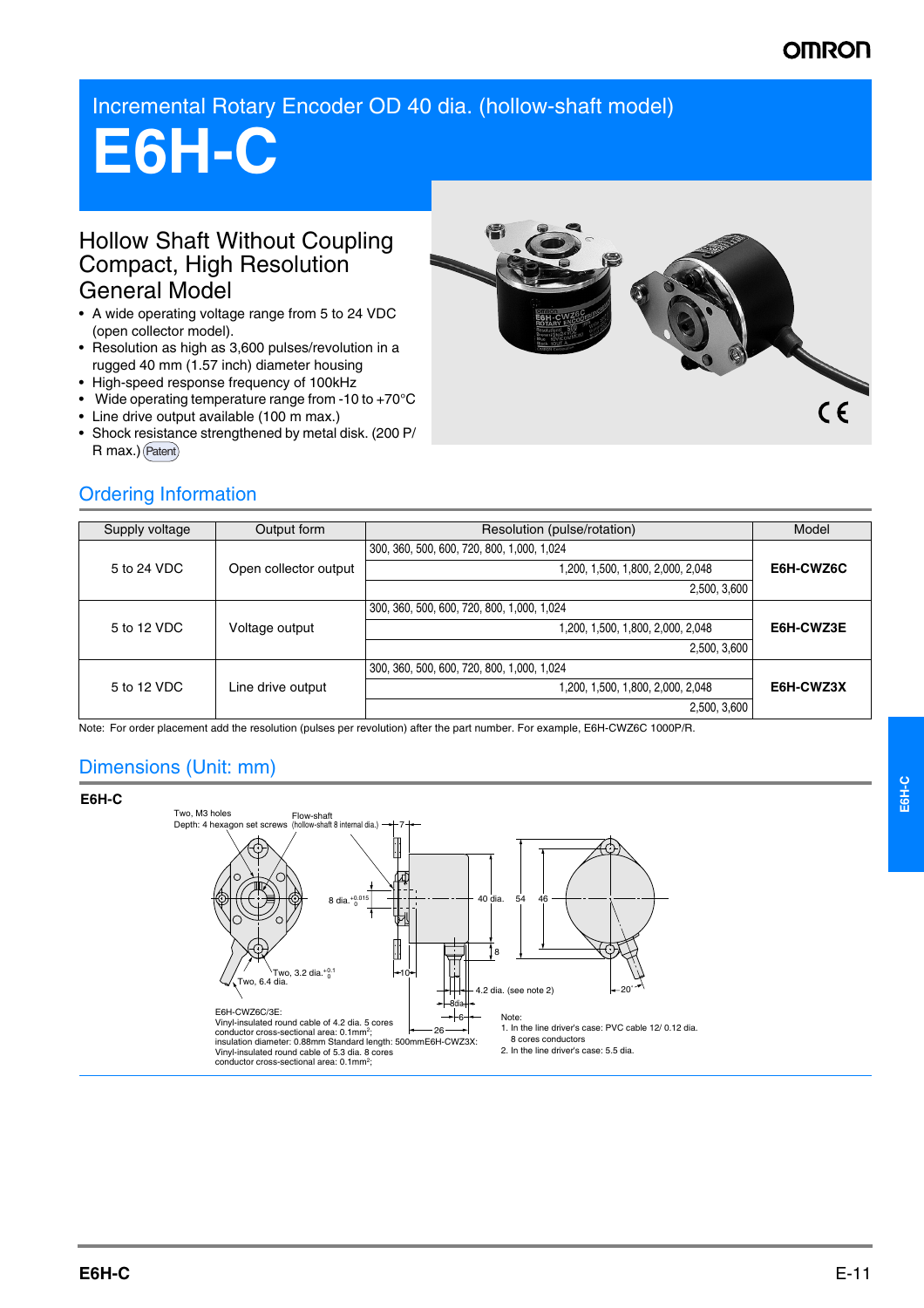Incremental Rotary Encoder OD 40 dia. (hollow-shaft model)

# E6H-C

## Hollow Shaft Without Coupling Compact, High Resolution General Model

- A wide operating voltage range from 5 to 24 VDC (open collector model).
- Resolution as high as 3,600 pulses/revolution in a rugged 40 mm (1.57 inch) diameter housing
- High-speed response frequency of 100kHz
- Wide operating temperature range from -10 to +70°C
- Line drive output available (100 m max.)
- Shock resistance strengthened by metal disk. (200 P/R max.) (Patent)

## Ordering Information

| Supply voltage | Output form | Resolution (pulse/rotation) | Model |
|---|---|---|---|
| 5 to 24 VDC | Open collector output | 300, 360, 500, 600, 720, 800, 1,000, 1,024<br>1,200, 1,500, 1,800, 2,000, 2,048<br>2,500, 3,600 | E6H-CWZ6C |
| 5 to 12 VDC | Voltage output | 300, 360, 500, 600, 720, 800, 1,000, 1,024<br>1,200, 1,500, 1,800, 2,000, 2,048<br>2,500, 3,600 | E6H-CWZ3E |
| 5 to 12 VDC | Line drive output | 300, 360, 500, 600, 720, 800, 1,000, 1,024<br>1,200, 1,500, 1,800, 2,000, 2,048<br>2,500, 3,600 | E6H-CWZ3X |

Note: For order placement add the resolution (pulses per revolution) after the part number. For example, E6H-CWZ6C 1000P/R.

## Dimensions (Unit: mm)

### E6H-C

Two, M3 holes
Depth: 4 hexagon set screws

Flow-shaft (hollow-shaft 8 internal dia.)

8 dia. $^{+0.015}_{0}$

40 dia. 54 46

Two, 3.2 dia. $^{+0.1}_{0}$

Two, 6.4 dia.

4.2 dia. (see note 2)

E6H-CWZ6C/3E:
Vinyl-insulated round cable of 4.2 dia. 5 cores
conductor cross-sectional area: 0.1mm$^2$;
insulation diameter: 0.88mm Standard length: 500mm E6H-CWZ3X:
Vinyl-insulated round cable of 5.3 dia. 8 cores
conductor cross-sectional area: 0.1mm$^2$;

Note:
1. In the line driver's case: PVC cable 12/ 0.12 dia. 8 cores conductors
2. In the line driver's case: 5.5 dia.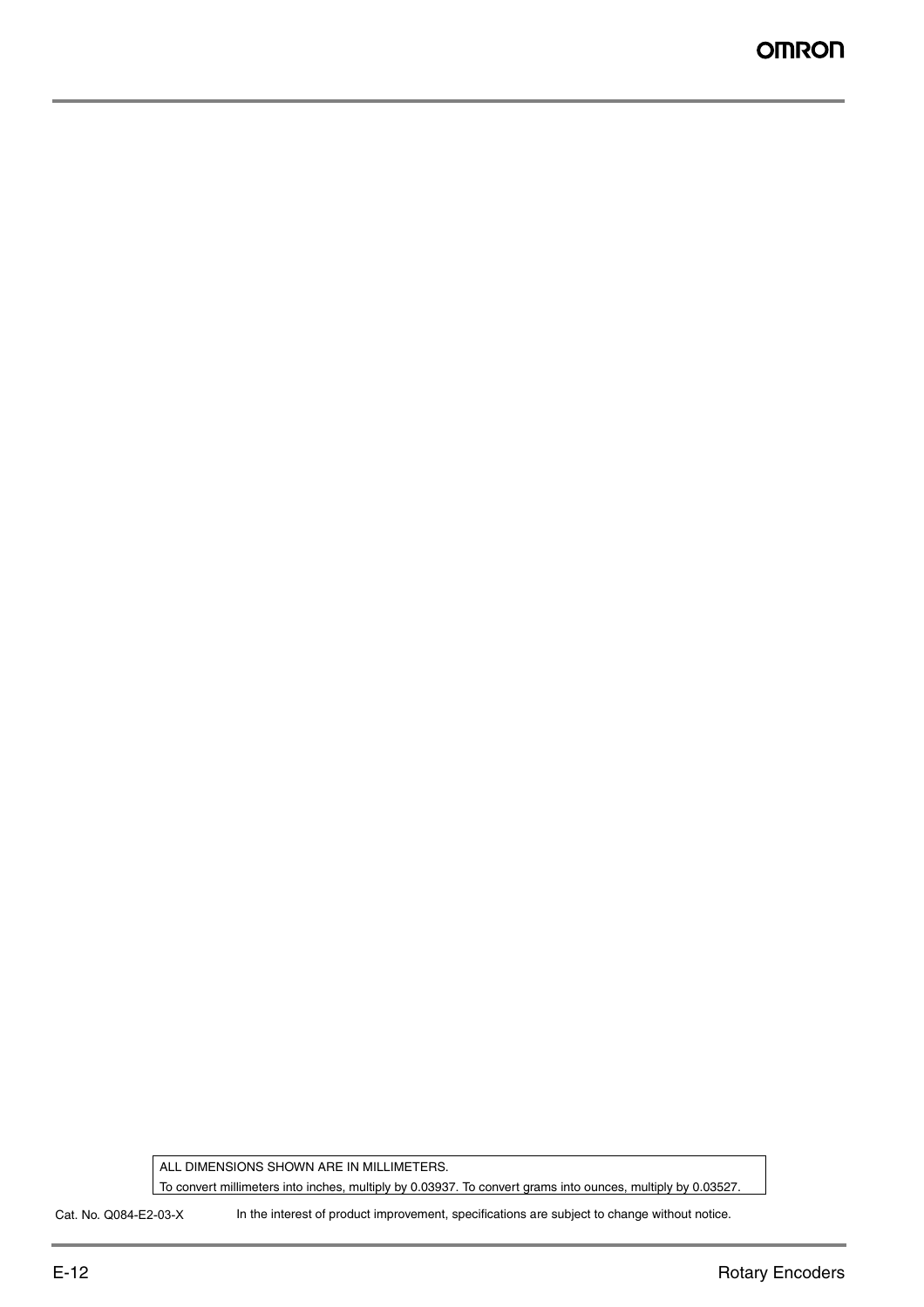ALL DIMENSIONS SHOWN ARE IN MILLIMETERS.

To convert millimeters into inches, multiply by 0.03937. To convert grams into ounces, multiply by 0.03527.

Cat. No. Q084-E2-03-X

In the interest of product improvement, specifications are subject to change without notice.